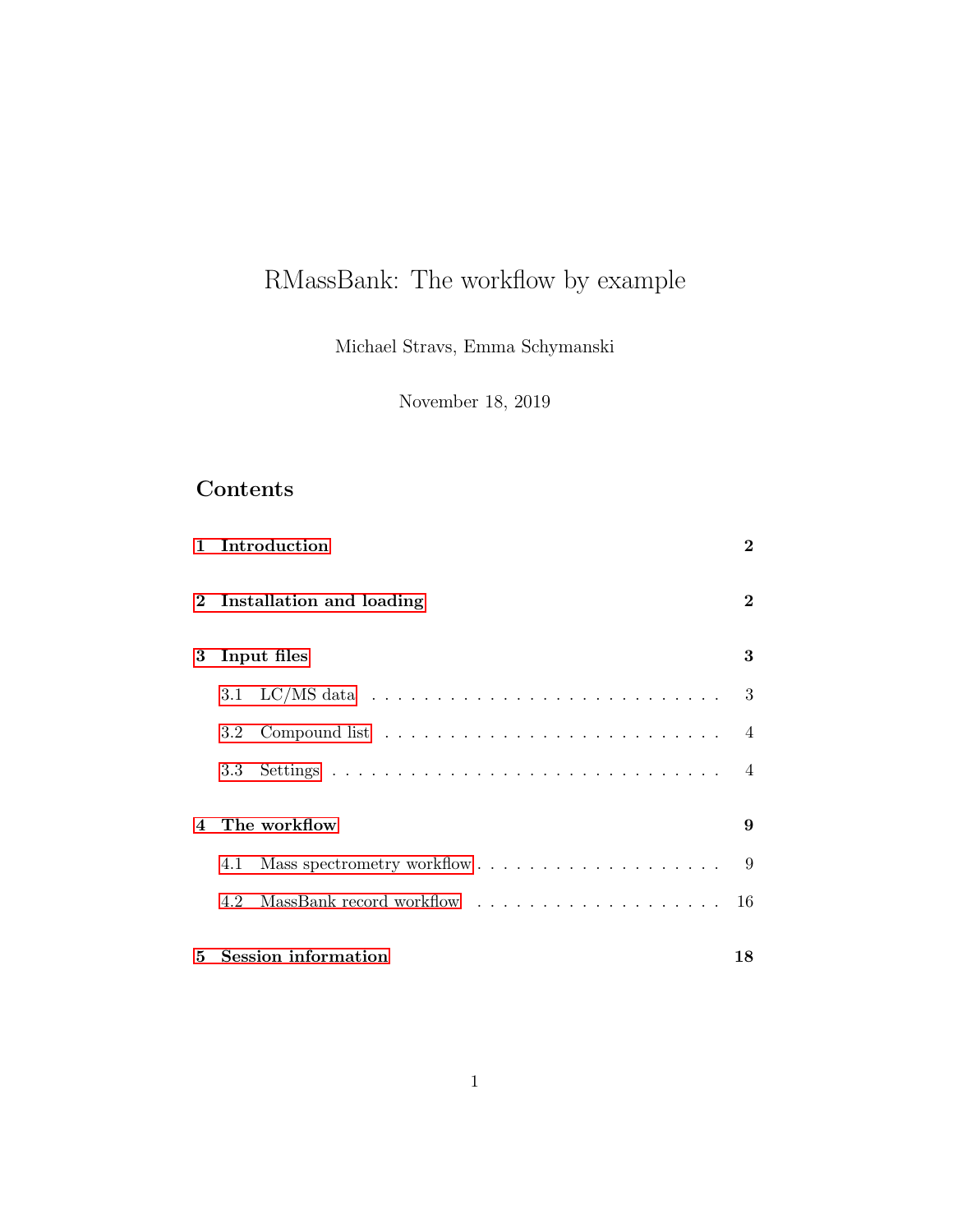# RMassBank: The workflow by example

Michael Stravs, Emma Schymanski

November 18, 2019

## Contents

| | | |
|---|---|---|
| **1** | **Introduction** | **2** |
| **2** | **Installation and loading** | **2** |
| **3** | **Input files** | **3** |
| 3.1 | LC/MS data | 3 |
| 3.2 | Compound list | 4 |
| 3.3 | Settings | 4 |
| **4** | **The workflow** | **9** |
| 4.1 | Mass spectrometry workflow | 9 |
| 4.2 | MassBank record workflow | 16 |
| **5** | **Session information** | **18** |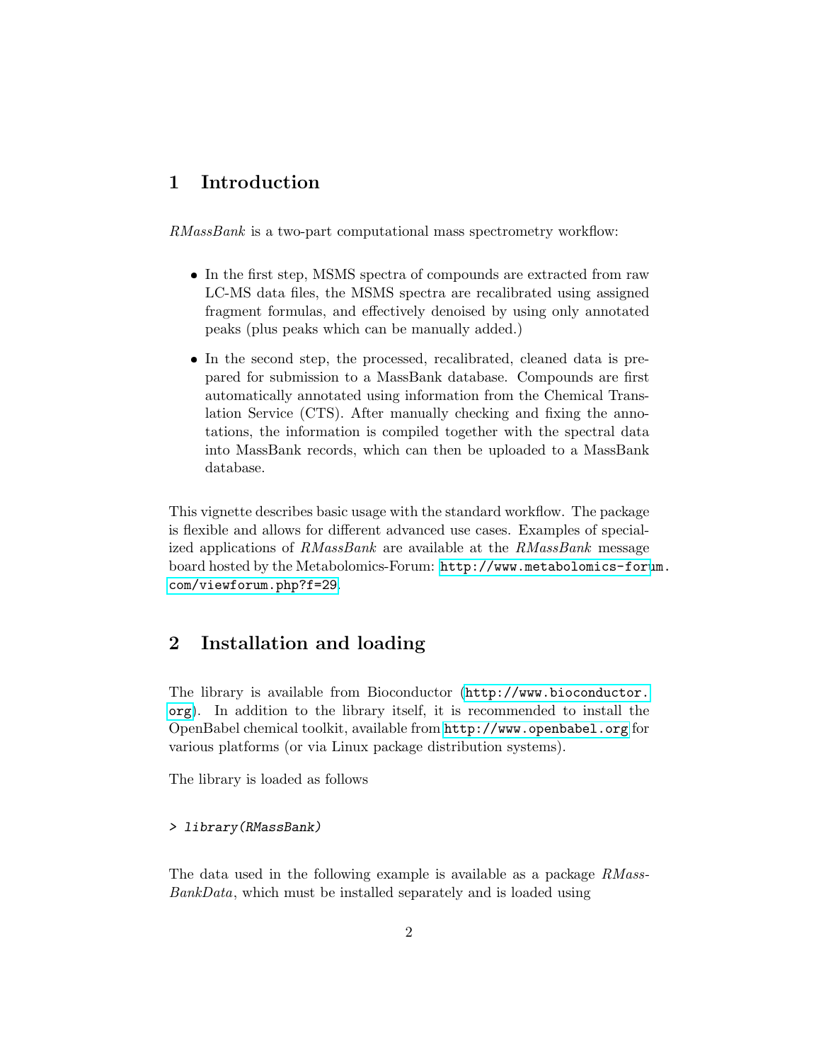# 1 Introduction

*RMassBank* is a two-part computational mass spectrometry workflow:

- In the first step, MSMS spectra of compounds are extracted from raw LC-MS data files, the MSMS spectra are recalibrated using assigned fragment formulas, and effectively denoised by using only annotated peaks (plus peaks which can be manually added.)
- In the second step, the processed, recalibrated, cleaned data is prepared for submission to a MassBank database. Compounds are first automatically annotated using information from the Chemical Translation Service (CTS). After manually checking and fixing the annotations, the information is compiled together with the spectral data into MassBank records, which can then be uploaded to a MassBank database.

This vignette describes basic usage with the standard workflow. The package is flexible and allows for different advanced use cases. Examples of specialized applications of *RMassBank* are available at the *RMassBank* message board hosted by the Metabolomics-Forum: http://www.metabolomics-forum.com/viewforum.php?f=29.

# 2 Installation and loading

The library is available from Bioconductor (http://www.bioconductor.org). In addition to the library itself, it is recommended to install the OpenBabel chemical toolkit, available from http://www.openbabel.org for various platforms (or via Linux package distribution systems).

The library is loaded as follows

```
> library(RMassBank)
```

The data used in the following example is available as a package *RMassBankData*, which must be installed separately and is loaded using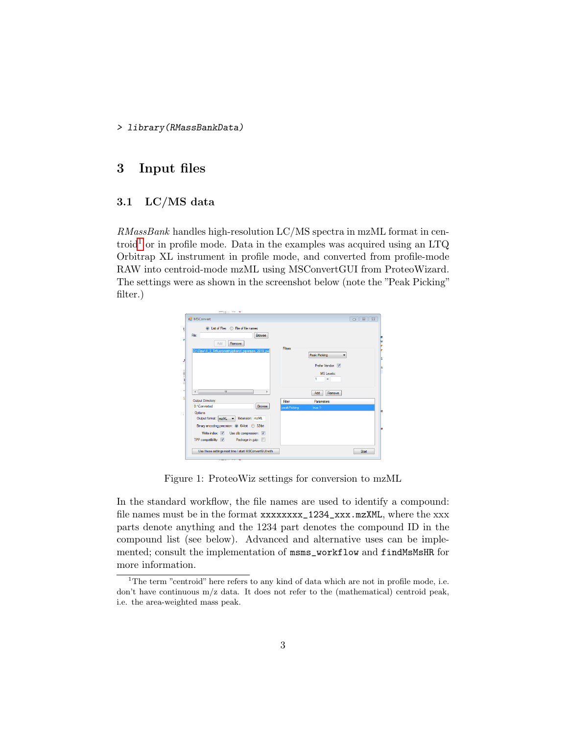```
> library(RMassBankData)
```

## 3 Input files

### 3.1 LC/MS data

*RMassBank* handles high-resolution LC/MS spectra in mzML format in centroid[1] or in profile mode. Data in the examples was acquired using an LTQ Orbitrap XL instrument in profile mode, and converted from profile-mode RAW into centroid-mode mzML using MSConvertGUI from ProteoWizard. The settings were as shown in the screenshot below (note the "Peak Picking" filter.)

Figure 1: ProteoWiz settings for conversion to mzML

In the standard workflow, the file names are used to identify a compound: file names must be in the format `xxxxxxxx_1234_xxx.mzXML`, where the xxx parts denote anything and the 1234 part denotes the compound ID in the compound list (see below). Advanced and alternative uses can be implemented; consult the implementation of `msms_workflow` and `findMsMsHR` for more information.

[1] The term "centroid" here refers to any kind of data which are not in profile mode, i.e. don't have continuous m/z data. It does not refer to the (mathematical) centroid peak, i.e. the area-weighted mass peak.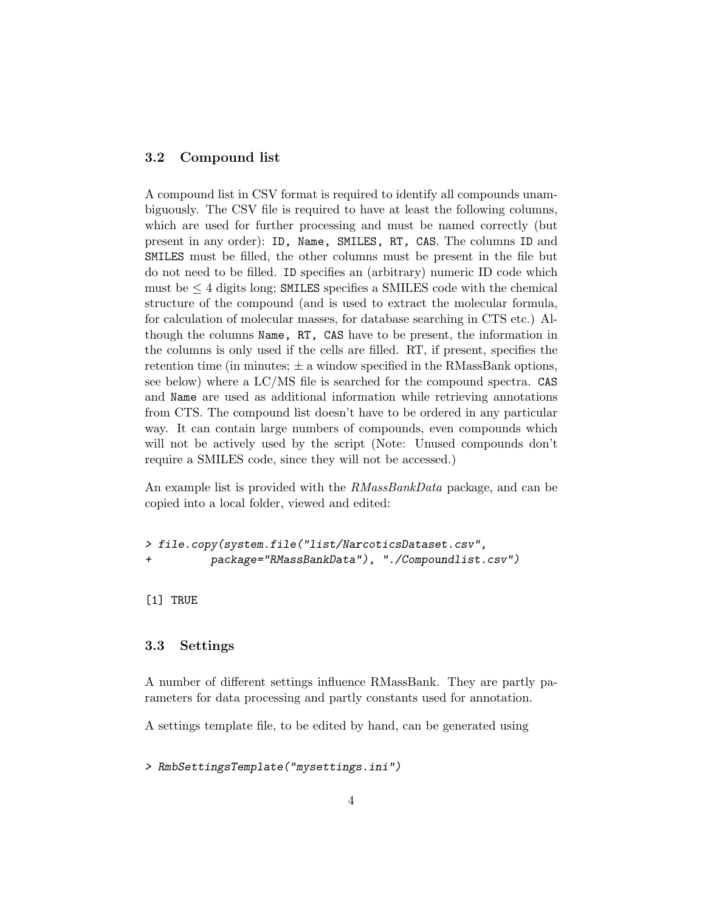### 3.2 Compound list

A compound list in CSV format is required to identify all compounds unambiguously. The CSV file is required to have at least the following columns, which are used for further processing and must be named correctly (but present in any order): `ID, Name, SMILES, RT, CAS`. The columns `ID` and `SMILES` must be filled, the other columns must be present in the file but do not need to be filled. `ID` specifies an (arbitrary) numeric ID code which must be $\leq 4$ digits long; `SMILES` specifies a SMILES code with the chemical structure of the compound (and is used to extract the molecular formula, for calculation of molecular masses, for database searching in CTS etc.) Although the columns `Name, RT, CAS` have to be present, the information in the columns is only used if the cells are filled. RT, if present, specifies the retention time (in minutes; $\pm$ a window specified in the RMassBank options, see below) where a LC/MS file is searched for the compound spectra. `CAS` and `Name` are used as additional information while retrieving annotations from CTS. The compound list doesn't have to be ordered in any particular way. It can contain large numbers of compounds, even compounds which will not be actively used by the script (Note: Unused compounds don't require a SMILES code, since they will not be accessed.)

An example list is provided with the *RMassBankData* package, and can be copied into a local folder, viewed and edited:

```
> file.copy(system.file("list/NarcoticsDataset.csv",
+          package="RMassBankData"), "./Compoundlist.csv")
```

```
[1] TRUE
```

### 3.3 Settings

A number of different settings influence RMassBank. They are partly parameters for data processing and partly constants used for annotation.

A settings template file, to be edited by hand, can be generated using

```
> RmbSettingsTemplate("mysettings.ini")
```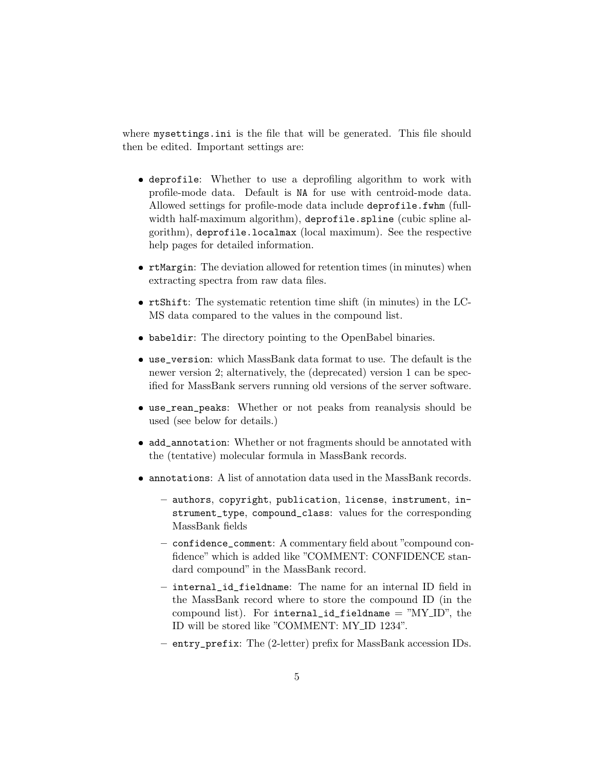where `mysettings.ini` is the file that will be generated. This file should then be edited. Important settings are:

- `deprofile`: Whether to use a deprofiling algorithm to work with profile-mode data. Default is `NA` for use with centroid-mode data. Allowed settings for profile-mode data include `deprofile.fwhm` (full-width half-maximum algorithm), `deprofile.spline` (cubic spline algorithm), `deprofile.localmax` (local maximum). See the respective help pages for detailed information.
- `rtMargin`: The deviation allowed for retention times (in minutes) when extracting spectra from raw data files.
- `rtShift`: The systematic retention time shift (in minutes) in the LC-MS data compared to the values in the compound list.
- `babeldir`: The directory pointing to the OpenBabel binaries.
- `use_version`: which MassBank data format to use. The default is the newer version 2; alternatively, the (deprecated) version 1 can be specified for MassBank servers running old versions of the server software.
- `use_rean_peaks`: Whether or not peaks from reanalysis should be used (see below for details.)
- `add_annotation`: Whether or not fragments should be annotated with the (tentative) molecular formula in MassBank records.
- `annotations`: A list of annotation data used in the MassBank records.
  - `authors`, `copyright`, `publication`, `license`, `instrument`, `instrument_type`, `compound_class`: values for the corresponding MassBank fields
  - `confidence_comment`: A commentary field about "compound confidence" which is added like "COMMENT: CONFIDENCE standard compound" in the MassBank record.
  - `internal_id_fieldname`: The name for an internal ID field in the MassBank record where to store the compound ID (in the compound list). For `internal_id_fieldname` = "MY_ID", the ID will be stored like "COMMENT: MY_ID 1234".
  - `entry_prefix`: The (2-letter) prefix for MassBank accession IDs.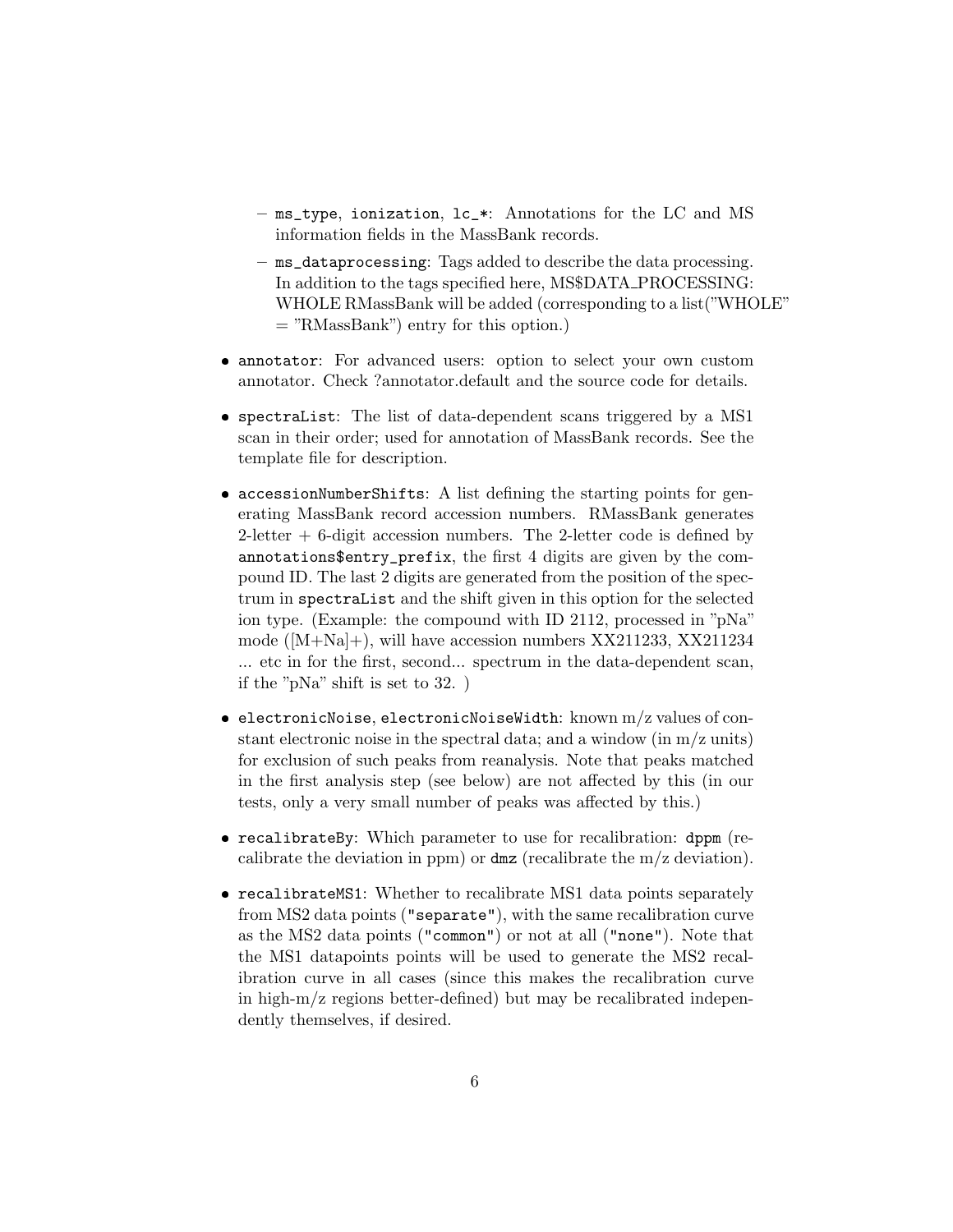- `ms_type`, `ionization`, `lc_*`: Annotations for the LC and MS information fields in the MassBank records.
  - `ms_dataprocessing`: Tags added to describe the data processing. In addition to the tags specified here, MS$DATA_PROCESSING: WHOLE RMassBank will be added (corresponding to a list("WHOLE" = "RMassBank") entry for this option.)

- `annotator`: For advanced users: option to select your own custom annotator. Check ?annotator.default and the source code for details.
- `spectraList`: The list of data-dependent scans triggered by a MS1 scan in their order; used for annotation of MassBank records. See the template file for description.
- `accessionNumberShifts`: A list defining the starting points for generating MassBank record accession numbers. RMassBank generates 2-letter + 6-digit accession numbers. The 2-letter code is defined by `annotations$entry_prefix`, the first 4 digits are given by the compound ID. The last 2 digits are generated from the position of the spectrum in `spectraList` and the shift given in this option for the selected ion type. (Example: the compound with ID 2112, processed in "pNa" mode ([M+Na]+), will have accession numbers XX211233, XX211234 ... etc in for the first, second... spectrum in the data-dependent scan, if the "pNa" shift is set to 32. )
- `electronicNoise`, `electronicNoiseWidth`: known m/z values of constant electronic noise in the spectral data; and a window (in m/z units) for exclusion of such peaks from reanalysis. Note that peaks matched in the first analysis step (see below) are not affected by this (in our tests, only a very small number of peaks was affected by this.)
- `recalibrateBy`: Which parameter to use for recalibration: `dppm` (recalibrate the deviation in ppm) or `dmz` (recalibrate the m/z deviation).
- `recalibrateMS1`: Whether to recalibrate MS1 data points separately from MS2 data points (`"separate"`), with the same recalibration curve as the MS2 data points (`"common"`) or not at all (`"none"`). Note that the MS1 datapoints points will be used to generate the MS2 recalibration curve in all cases (since this makes the recalibration curve in high-m/z regions better-defined) but may be recalibrated independently themselves, if desired.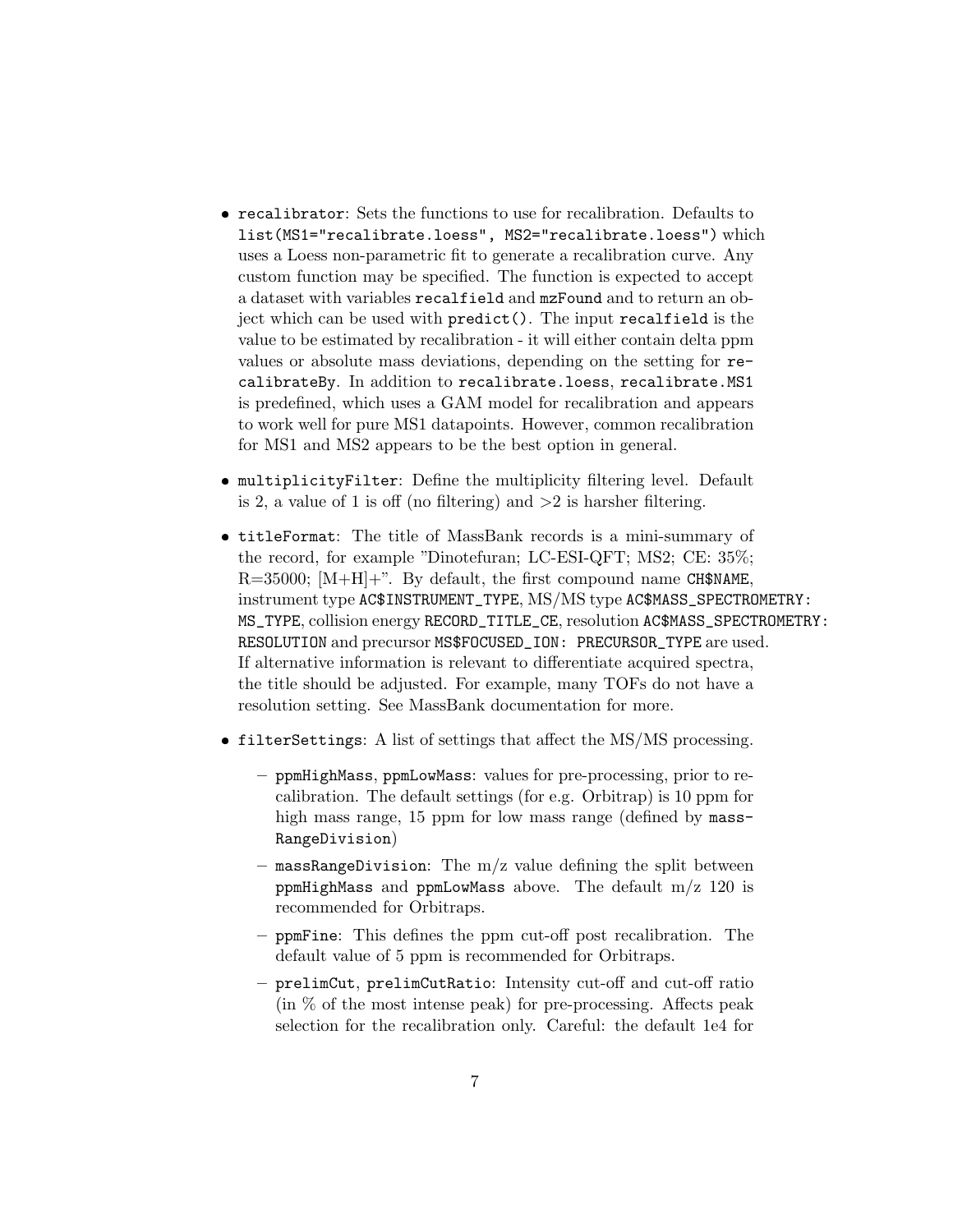- `recalibrator`: Sets the functions to use for recalibration. Defaults to `list(MS1="recalibrate.loess", MS2="recalibrate.loess")` which uses a Loess non-parametric fit to generate a recalibration curve. Any custom function may be specified. The function is expected to accept a dataset with variables `recalfield` and `mzFound` and to return an object which can be used with `predict()`. The input `recalfield` is the value to be estimated by recalibration - it will either contain delta ppm values or absolute mass deviations, depending on the setting for `recalibrateBy`. In addition to `recalibrate.loess`, `recalibrate.MS1` is predefined, which uses a GAM model for recalibration and appears to work well for pure MS1 datapoints. However, common recalibration for MS1 and MS2 appears to be the best option in general.

- `multiplicityFilter`: Define the multiplicity filtering level. Default is 2, a value of 1 is off (no filtering) and >2 is harsher filtering.

- `titleFormat`: The title of MassBank records is a mini-summary of the record, for example "Dinotefuran; LC-ESI-QFT; MS2; CE: 35%; R=35000; [M+H]+". By default, the first compound name `CH$NAME`, instrument type `AC$INSTRUMENT_TYPE`, MS/MS type `AC$MASS_SPECTROMETRY: MS_TYPE`, collision energy `RECORD_TITLE_CE`, resolution `AC$MASS_SPECTROMETRY: RESOLUTION` and precursor `MS$FOCUSED_ION: PRECURSOR_TYPE` are used. If alternative information is relevant to differentiate acquired spectra, the title should be adjusted. For example, many TOFs do not have a resolution setting. See MassBank documentation for more.

- `filterSettings`: A list of settings that affect the MS/MS processing.

  - `ppmHighMass`, `ppmLowMass`: values for pre-processing, prior to recalibration. The default settings (for e.g. Orbitrap) is 10 ppm for high mass range, 15 ppm for low mass range (defined by `massRangeDivision`)

  - `massRangeDivision`: The m/z value defining the split between `ppmHighMass` and `ppmLowMass` above. The default m/z 120 is recommended for Orbitraps.

  - `ppmFine`: This defines the ppm cut-off post recalibration. The default value of 5 ppm is recommended for Orbitraps.

  - `prelimCut`, `prelimCutRatio`: Intensity cut-off and cut-off ratio (in % of the most intense peak) for pre-processing. Affects peak selection for the recalibration only. Careful: the default 1e4 for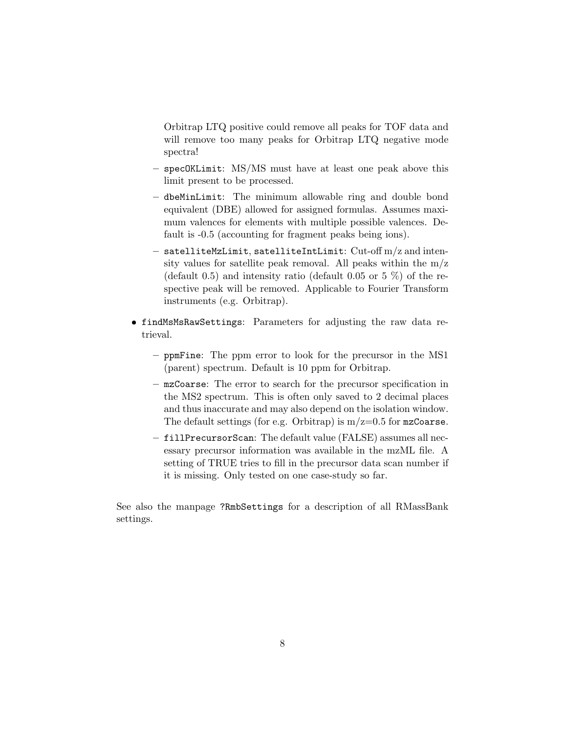Orbitrap LTQ positive could remove all peaks for TOF data and will remove too many peaks for Orbitrap LTQ negative mode spectra!

  - `specOKLimit`: MS/MS must have at least one peak above this limit present to be processed.
  - `dbeMinLimit`: The minimum allowable ring and double bond equivalent (DBE) allowed for assigned formulas. Assumes maximum valences for elements with multiple possible valences. Default is -0.5 (accounting for fragment peaks being ions).
  - `satelliteMzLimit`, `satelliteIntLimit`: Cut-off m/z and intensity values for satellite peak removal. All peaks within the m/z (default 0.5) and intensity ratio (default 0.05 or 5 %) of the respective peak will be removed. Applicable to Fourier Transform instruments (e.g. Orbitrap).

- `findMsMsRawSettings`: Parameters for adjusting the raw data retrieval.
  - `ppmFine`: The ppm error to look for the precursor in the MS1 (parent) spectrum. Default is 10 ppm for Orbitrap.
  - `mzCoarse`: The error to search for the precursor specification in the MS2 spectrum. This is often only saved to 2 decimal places and thus inaccurate and may also depend on the isolation window. The default settings (for e.g. Orbitrap) is m/z=0.5 for `mzCoarse`.
  - `fillPrecursorScan`: The default value (FALSE) assumes all necessary precursor information was available in the mzML file. A setting of TRUE tries to fill in the precursor data scan number if it is missing. Only tested on one case-study so far.

See also the manpage `?RmbSettings` for a description of all RMassBank settings.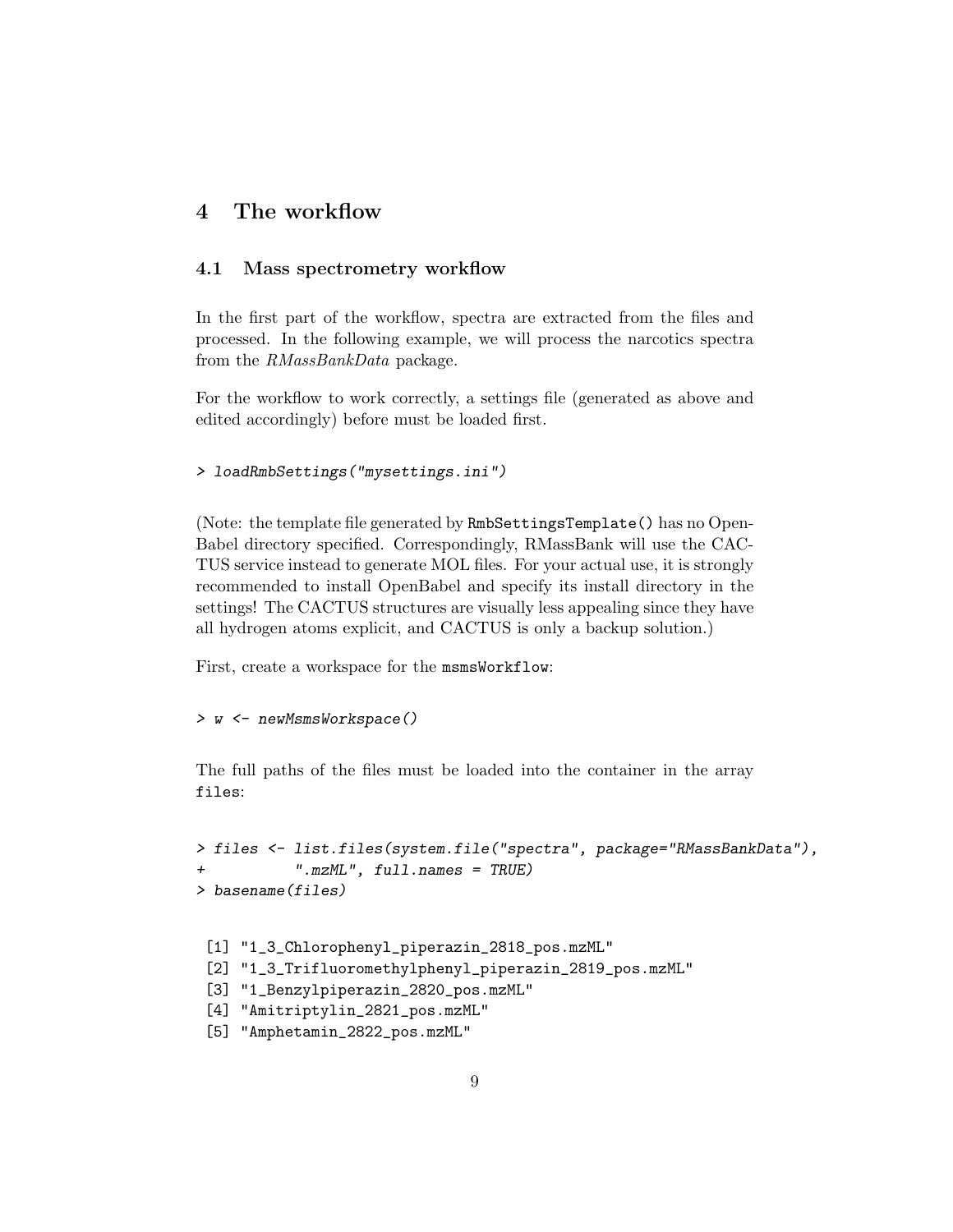# 4 The workflow

## 4.1 Mass spectrometry workflow

In the first part of the workflow, spectra are extracted from the files and processed. In the following example, we will process the narcotics spectra from the *RMassBankData* package.

For the workflow to work correctly, a settings file (generated as above and edited accordingly) before must be loaded first.

```
> loadRmbSettings("mysettings.ini")
```

(Note: the template file generated by `RmbSettingsTemplate()` has no OpenBabel directory specified. Correspondingly, RMassBank will use the CACTUS service instead to generate MOL files. For your actual use, it is strongly recommended to install OpenBabel and specify its install directory in the settings! The CACTUS structures are visually less appealing since they have all hydrogen atoms explicit, and CACTUS is only a backup solution.)

First, create a workspace for the `msmsWorkflow`:

```
> w <- newMsmsWorkspace()
```

The full paths of the files must be loaded into the container in the array `files`:

```
> files <- list.files(system.file("spectra", package="RMassBankData"),
+          ".mzML", full.names = TRUE)
> basename(files)

 [1] "1_3_Chlorophenyl_piperazin_2818_pos.mzML"
 [2] "1_3_Trifluoromethylphenyl_piperazin_2819_pos.mzML"
 [3] "1_Benzylpiperazin_2820_pos.mzML"
 [4] "Amitriptylin_2821_pos.mzML"
 [5] "Amphetamin_2822_pos.mzML"
```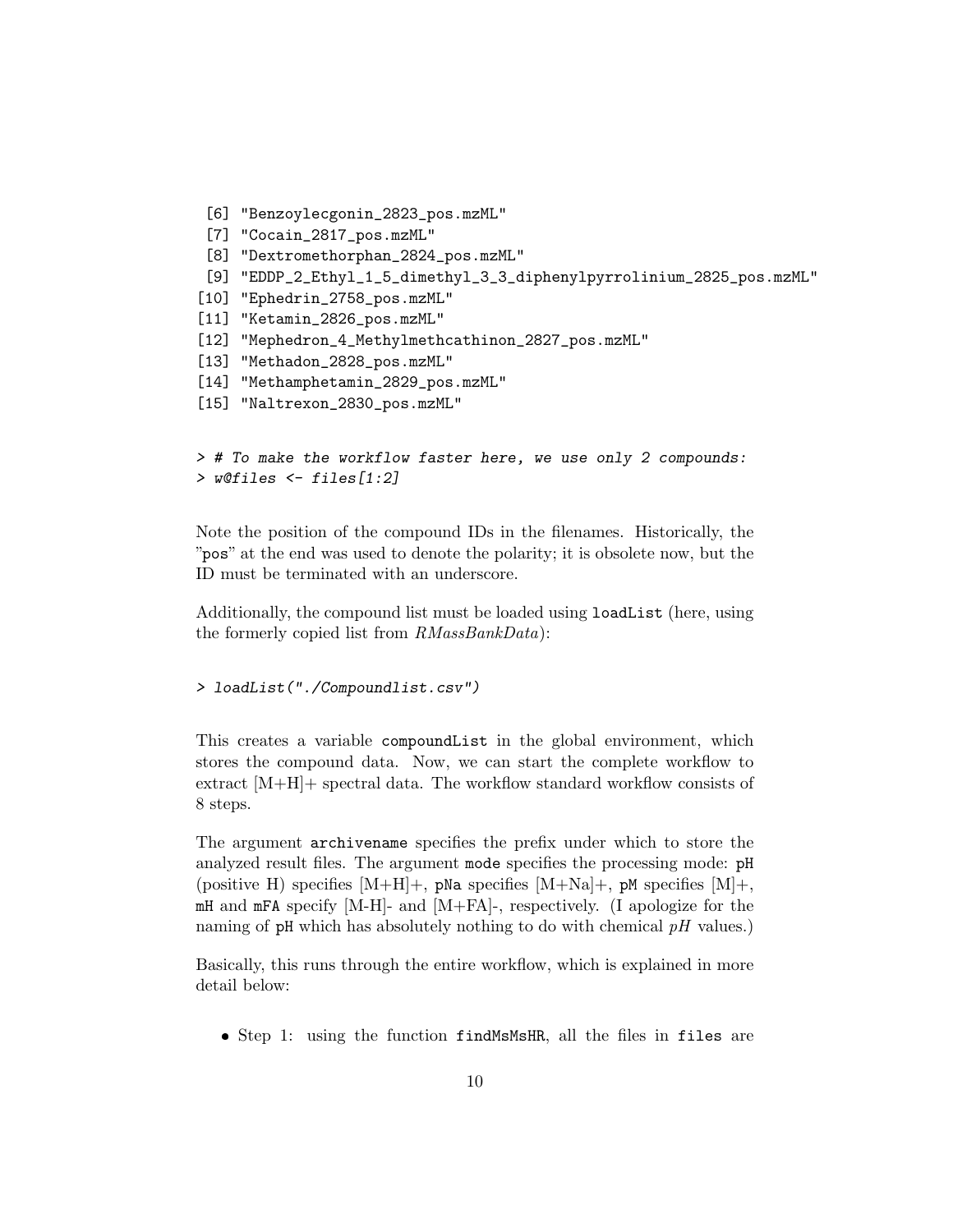```
 [6] "Benzoylecgonin_2823_pos.mzML"
 [7] "Cocain_2817_pos.mzML"
 [8] "Dextromethorphan_2824_pos.mzML"
 [9] "EDDP_2_Ethyl_1_5_dimethyl_3_3_diphenylpyrrolinium_2825_pos.mzML"
[10] "Ephedrin_2758_pos.mzML"
[11] "Ketamin_2826_pos.mzML"
[12] "Mephedron_4_Methylmethcathinon_2827_pos.mzML"
[13] "Methadon_2828_pos.mzML"
[14] "Methamphetamin_2829_pos.mzML"
[15] "Naltrexon_2830_pos.mzML"
```

```
> # To make the workflow faster here, we use only 2 compounds:
> w@files <- files[1:2]
```

Note the position of the compound IDs in the filenames. Historically, the "pos" at the end was used to denote the polarity; it is obsolete now, but the ID must be terminated with an underscore.

Additionally, the compound list must be loaded using `loadList` (here, using the formerly copied list from *RMassBankData*):

```
> loadList("./Compoundlist.csv")
```

This creates a variable `compoundList` in the global environment, which stores the compound data. Now, we can start the complete workflow to extract [M+H]+ spectral data. The workflow standard workflow consists of 8 steps.

The argument `archivename` specifies the prefix under which to store the analyzed result files. The argument `mode` specifies the processing mode: `pH` (positive H) specifies [M+H]+, `pNa` specifies [M+Na]+, `pM` specifies [M]+, `mH` and `mFA` specify [M-H]- and [M+FA]-, respectively. (I apologize for the naming of `pH` which has absolutely nothing to do with chemical *pH* values.)

Basically, this runs through the entire workflow, which is explained in more detail below:

- Step 1: using the function `findMsMsHR`, all the files in `files` are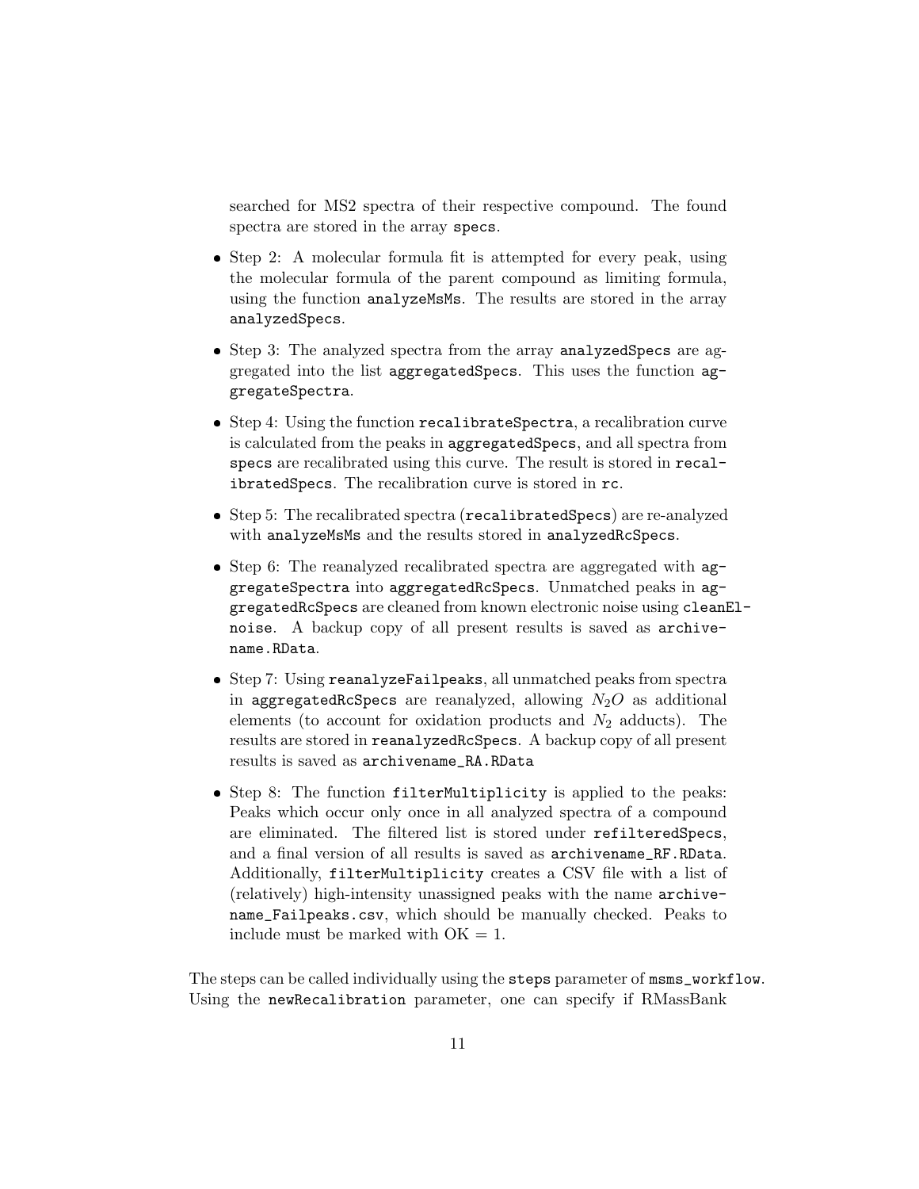searched for MS2 spectra of their respective compound. The found spectra are stored in the array `specs`.

- Step 2: A molecular formula fit is attempted for every peak, using the molecular formula of the parent compound as limiting formula, using the function `analyzeMsMs`. The results are stored in the array `analyzedSpecs`.
- Step 3: The analyzed spectra from the array `analyzedSpecs` are aggregated into the list `aggregatedSpecs`. This uses the function `aggregateSpectra`.
- Step 4: Using the function `recalibrateSpectra`, a recalibration curve is calculated from the peaks in `aggregatedSpecs`, and all spectra from `specs` are recalibrated using this curve. The result is stored in `recalibratedSpecs`. The recalibration curve is stored in `rc`.
- Step 5: The recalibrated spectra (`recalibratedSpecs`) are re-analyzed with `analyzeMsMs` and the results stored in `analyzedRcSpecs`.
- Step 6: The reanalyzed recalibrated spectra are aggregated with `aggregateSpectra` into `aggregatedRcSpecs`. Unmatched peaks in `aggregatedRcSpecs` are cleaned from known electronic noise using `cleanElnoise`. A backup copy of all present results is saved as `archivename.RData`.
- Step 7: Using `reanalyzeFailpeaks`, all unmatched peaks from spectra in `aggregatedRcSpecs` are reanalyzed, allowing $N_2O$ as additional elements (to account for oxidation products and $N_2$ adducts). The results are stored in `reanalyzedRcSpecs`. A backup copy of all present results is saved as `archivename_RA.RData`
- Step 8: The function `filterMultiplicity` is applied to the peaks: Peaks which occur only once in all analyzed spectra of a compound are eliminated. The filtered list is stored under `refilteredSpecs`, and a final version of all results is saved as `archivename_RF.RData`. Additionally, `filterMultiplicity` creates a CSV file with a list of (relatively) high-intensity unassigned peaks with the name `archivename_Failpeaks.csv`, which should be manually checked. Peaks to include must be marked with OK = 1.

The steps can be called individually using the `steps` parameter of `msms_workflow`. Using the `newRecalibration` parameter, one can specify if RMassBank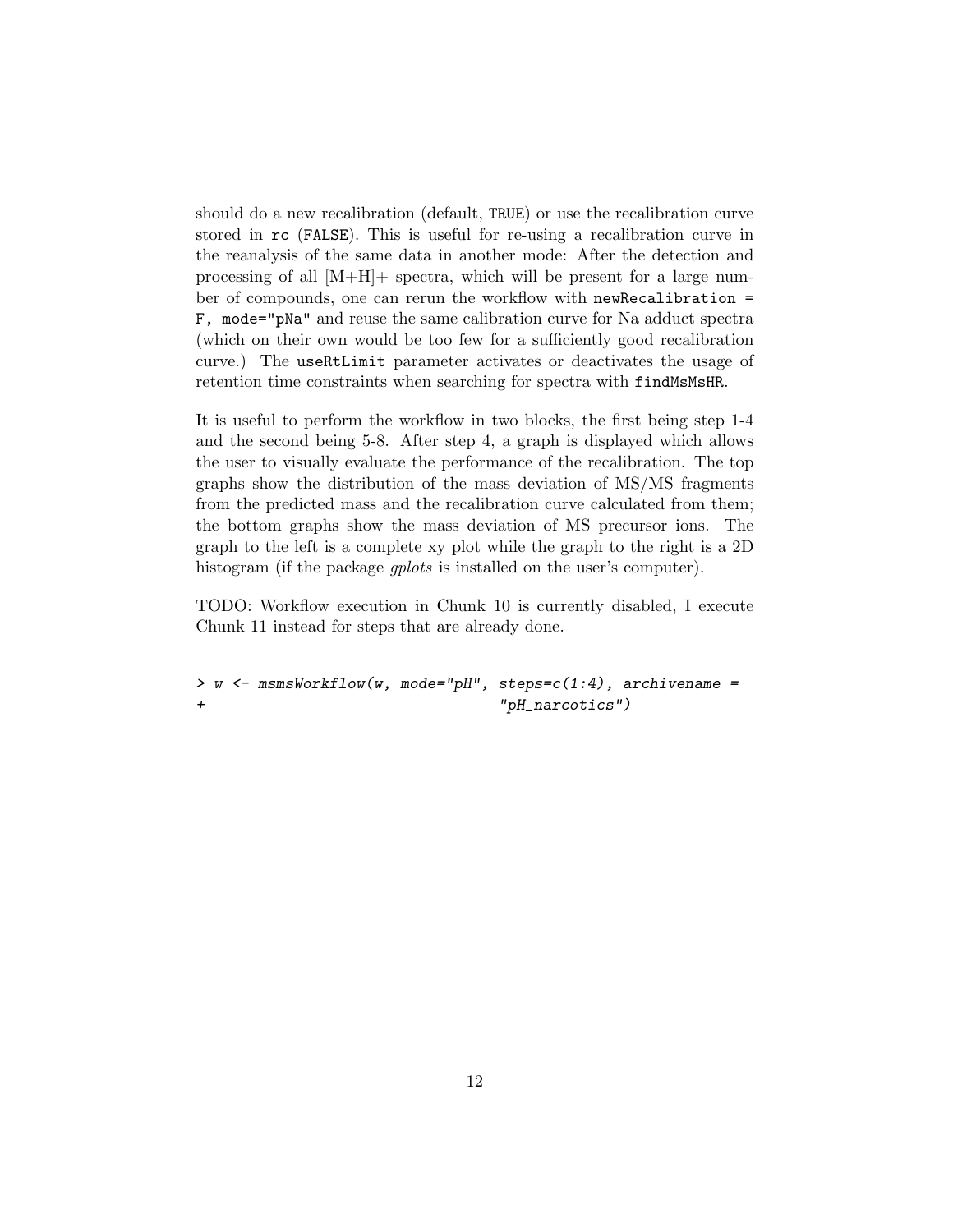should do a new recalibration (default, `TRUE`) or use the recalibration curve stored in `rc` (`FALSE`). This is useful for re-using a recalibration curve in the reanalysis of the same data in another mode: After the detection and processing of all [M+H]+ spectra, which will be present for a large number of compounds, one can rerun the workflow with `newRecalibration = F, mode="pNa"` and reuse the same calibration curve for Na adduct spectra (which on their own would be too few for a sufficiently good recalibration curve.) The `useRtLimit` parameter activates or deactivates the usage of retention time constraints when searching for spectra with `findMsMsHR`.

It is useful to perform the workflow in two blocks, the first being step 1-4 and the second being 5-8. After step 4, a graph is displayed which allows the user to visually evaluate the performance of the recalibration. The top graphs show the distribution of the mass deviation of MS/MS fragments from the predicted mass and the recalibration curve calculated from them; the bottom graphs show the mass deviation of MS precursor ions. The graph to the left is a complete xy plot while the graph to the right is a 2D histogram (if the package *gplots* is installed on the user's computer).

TODO: Workflow execution in Chunk 10 is currently disabled, I execute Chunk 11 instead for steps that are already done.

```
> w <- msmsWorkflow(w, mode="pH", steps=c(1:4), archivename =
+                                  "pH_narcotics")
```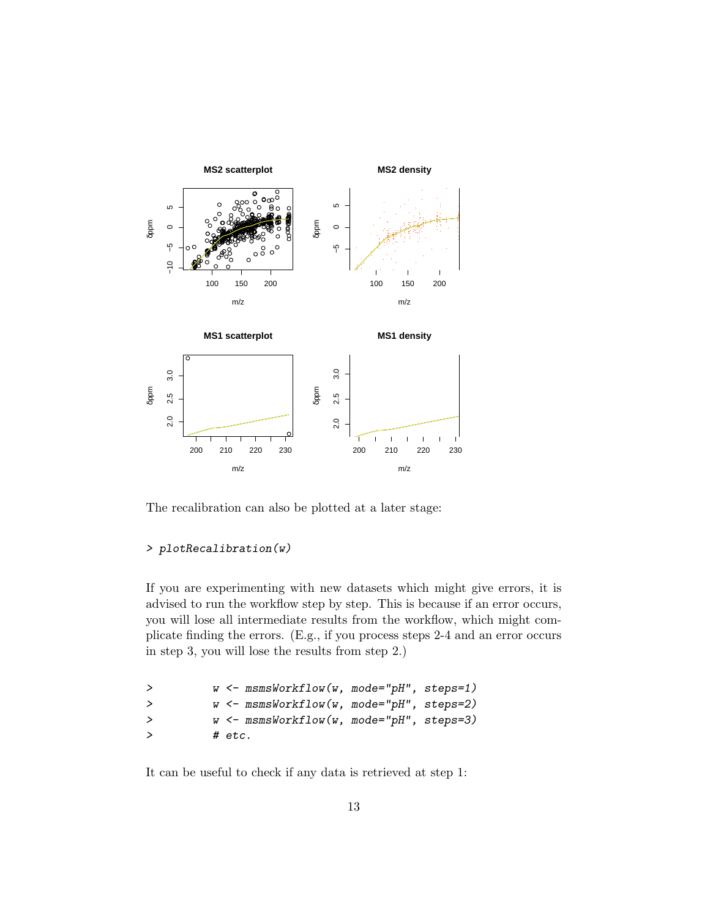The recalibration can also be plotted at a later stage:

```
> plotRecalibration(w)
```

If you are experimenting with new datasets which might give errors, it is advised to run the workflow step by step. This is because if an error occurs, you will lose all intermediate results from the workflow, which might complicate finding the errors. (E.g., if you process steps 2-4 and an error occurs in step 3, you will lose the results from step 2.)

```
>         w <- msmsWorkflow(w, mode="pH", steps=1)
>         w <- msmsWorkflow(w, mode="pH", steps=2)
>         w <- msmsWorkflow(w, mode="pH", steps=3)
>         # etc.
```

It can be useful to check if any data is retrieved at step 1: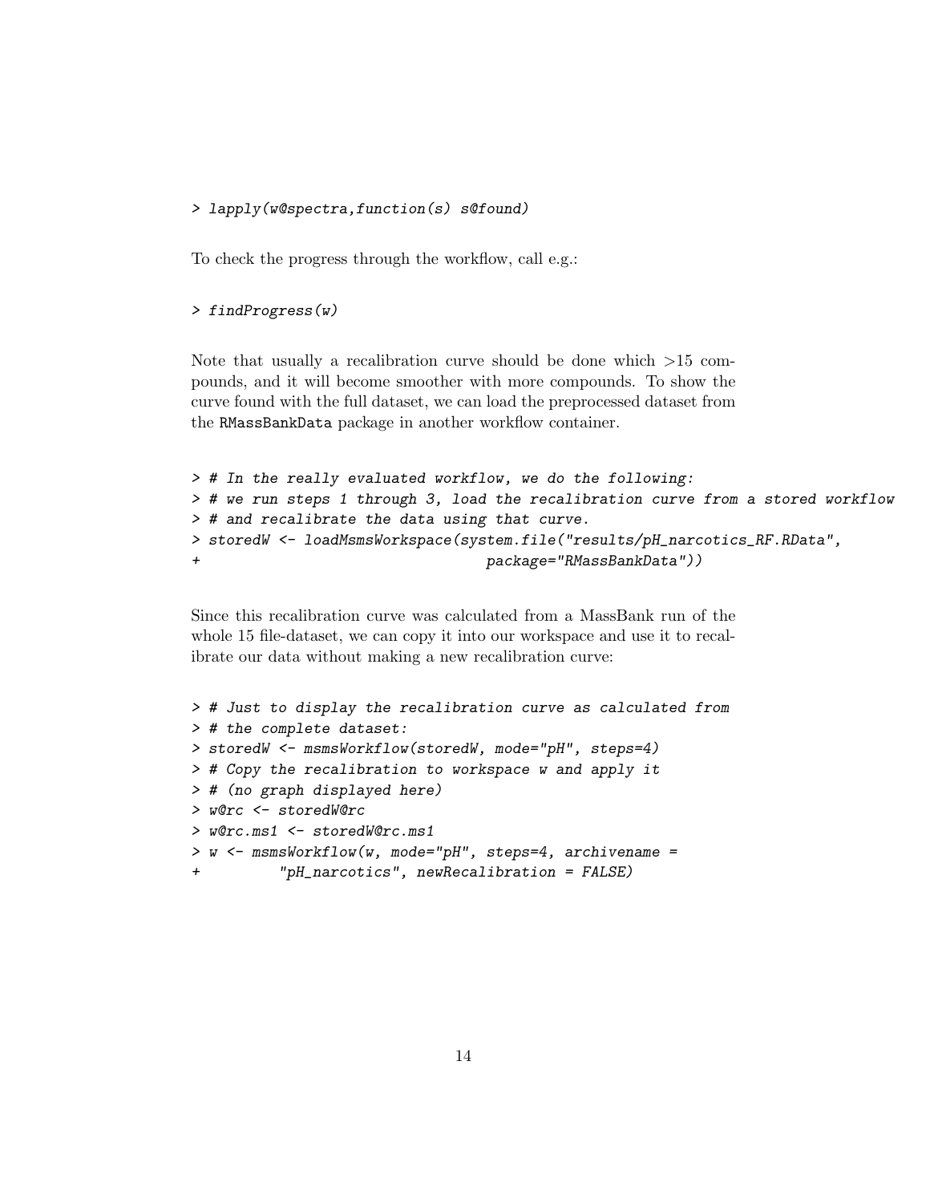```
> lapply(w@spectra,function(s) s@found)
```

To check the progress through the workflow, call e.g.:

```
> findProgress(w)
```

Note that usually a recalibration curve should be done which >15 compounds, and it will become smoother with more compounds. To show the curve found with the full dataset, we can load the preprocessed dataset from the RMassBankData package in another workflow container.

```
> # In the really evaluated workflow, we do the following:
> # we run steps 1 through 3, load the recalibration curve from a stored workflow
> # and recalibrate the data using that curve.
> storedW <- loadMsmsWorkspace(system.file("results/pH_narcotics_RF.RData",
+                                 package="RMassBankData"))
```

Since this recalibration curve was calculated from a MassBank run of the whole 15 file-dataset, we can copy it into our workspace and use it to recalibrate our data without making a new recalibration curve:

```
> # Just to display the recalibration curve as calculated from
> # the complete dataset:
> storedW <- msmsWorkflow(storedW, mode="pH", steps=4)
> # Copy the recalibration to workspace w and apply it
> # (no graph displayed here)
> w@rc <- storedW@rc
> w@rc.ms1 <- storedW@rc.ms1
> w <- msmsWorkflow(w, mode="pH", steps=4, archivename =
+         "pH_narcotics", newRecalibration = FALSE)
```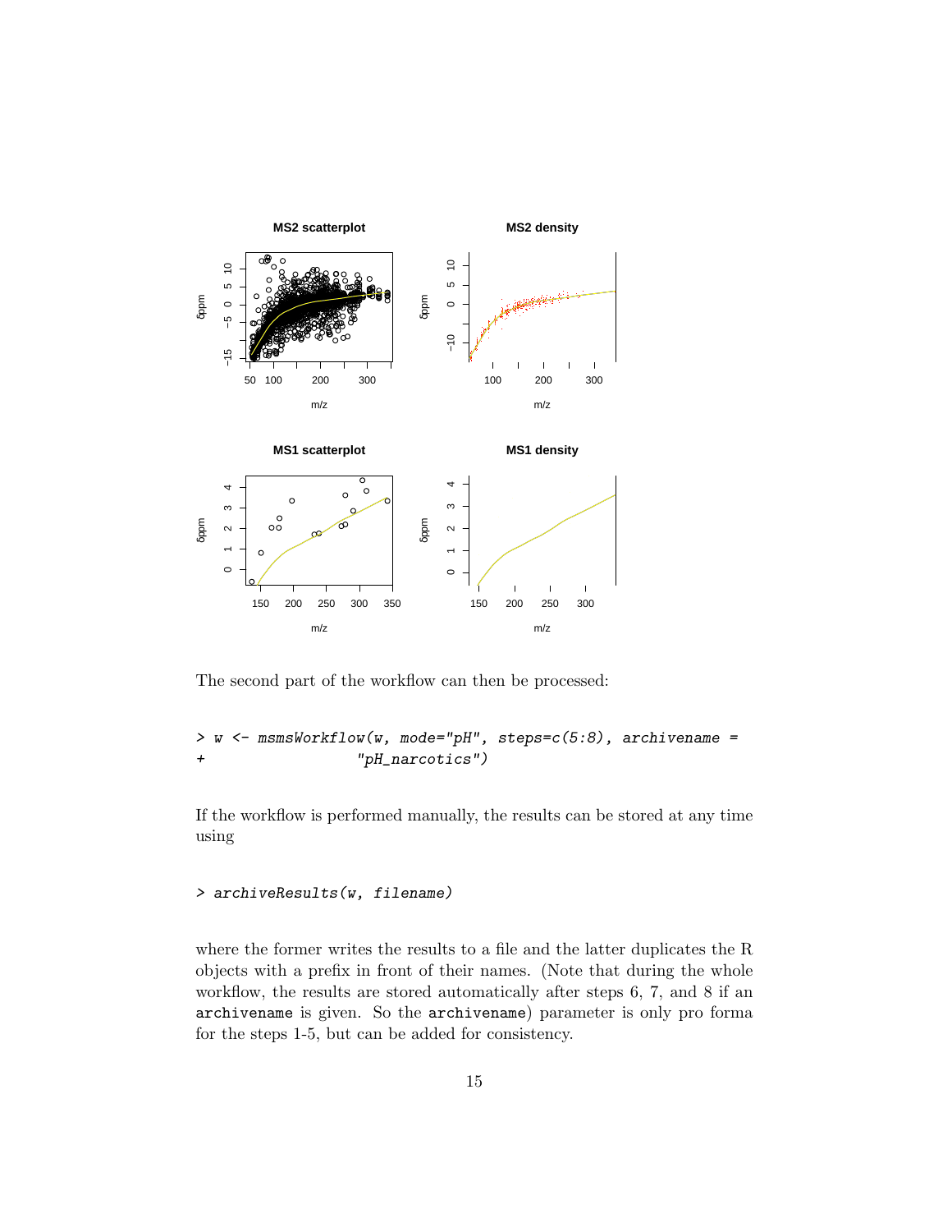The second part of the workflow can then be processed:

```
> w <- msmsWorkflow(w, mode="pH", steps=c(5:8), archivename =
+                   "pH_narcotics")
```

If the workflow is performed manually, the results can be stored at any time using

```
> archiveResults(w, filename)
```

where the former writes the results to a file and the latter duplicates the R objects with a prefix in front of their names. (Note that during the whole workflow, the results are stored automatically after steps 6, 7, and 8 if an `archivename` is given. So the `archivename`) parameter is only pro forma for the steps 1-5, but can be added for consistency.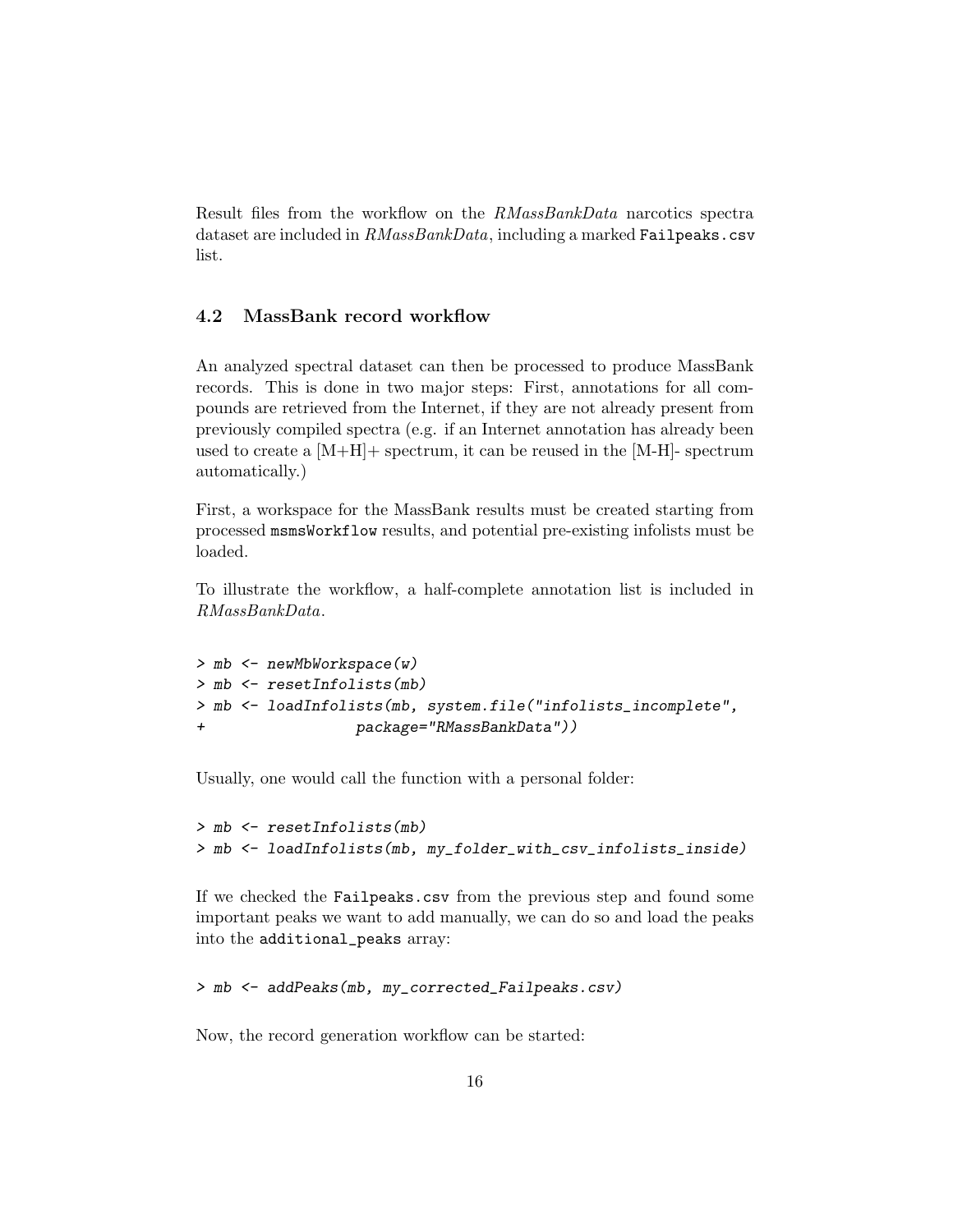Result files from the workflow on the *RMassBankData* narcotics spectra dataset are included in *RMassBankData*, including a marked `Failpeaks.csv` list.

### 4.2 MassBank record workflow

An analyzed spectral dataset can then be processed to produce MassBank records. This is done in two major steps: First, annotations for all compounds are retrieved from the Internet, if they are not already present from previously compiled spectra (e.g. if an Internet annotation has already been used to create a [M+H]+ spectrum, it can be reused in the [M-H]- spectrum automatically.)

First, a workspace for the MassBank results must be created starting from processed `msmsWorkflow` results, and potential pre-existing infolists must be loaded.

To illustrate the workflow, a half-complete annotation list is included in *RMassBankData*.

```
> mb <- newMbWorkspace(w)
> mb <- resetInfolists(mb)
> mb <- loadInfolists(mb, system.file("infolists_incomplete",
+                 package="RMassBankData"))
```

Usually, one would call the function with a personal folder:

```
> mb <- resetInfolists(mb)
> mb <- loadInfolists(mb, my_folder_with_csv_infolists_inside)
```

If we checked the `Failpeaks.csv` from the previous step and found some important peaks we want to add manually, we can do so and load the peaks into the `additional_peaks` array:

```
> mb <- addPeaks(mb, my_corrected_Failpeaks.csv)
```

Now, the record generation workflow can be started: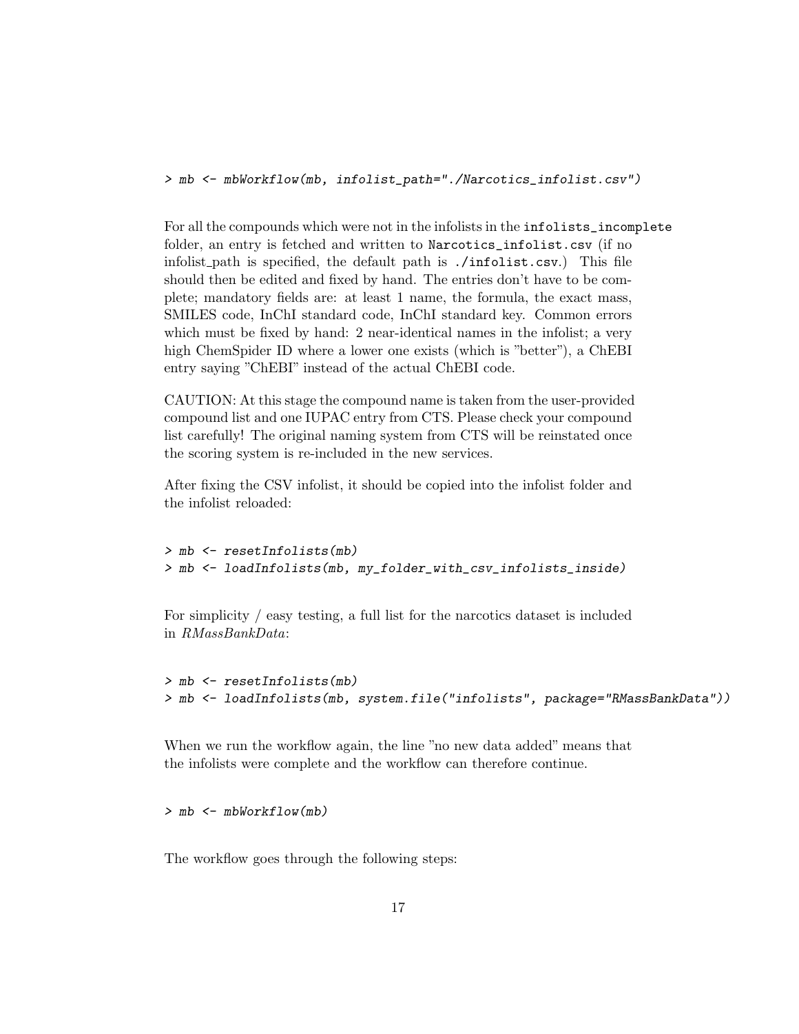```
> mb <- mbWorkflow(mb, infolist_path="./Narcotics_infolist.csv")
```

For all the compounds which were not in the infolists in the `infolists_incomplete` folder, an entry is fetched and written to `Narcotics_infolist.csv` (if no infolist_path is specified, the default path is `./infolist.csv`.) This file should then be edited and fixed by hand. The entries don't have to be complete; mandatory fields are: at least 1 name, the formula, the exact mass, SMILES code, InChI standard code, InChI standard key. Common errors which must be fixed by hand: 2 near-identical names in the infolist; a very high ChemSpider ID where a lower one exists (which is "better"), a ChEBI entry saying "ChEBI" instead of the actual ChEBI code.

CAUTION: At this stage the compound name is taken from the user-provided compound list and one IUPAC entry from CTS. Please check your compound list carefully! The original naming system from CTS will be reinstated once the scoring system is re-included in the new services.

After fixing the CSV infolist, it should be copied into the infolist folder and the infolist reloaded:

```
> mb <- resetInfolists(mb)
> mb <- loadInfolists(mb, my_folder_with_csv_infolists_inside)
```

For simplicity / easy testing, a full list for the narcotics dataset is included in *RMassBankData*:

```
> mb <- resetInfolists(mb)
> mb <- loadInfolists(mb, system.file("infolists", package="RMassBankData"))
```

When we run the workflow again, the line "no new data added" means that the infolists were complete and the workflow can therefore continue.

```
> mb <- mbWorkflow(mb)
```

The workflow goes through the following steps: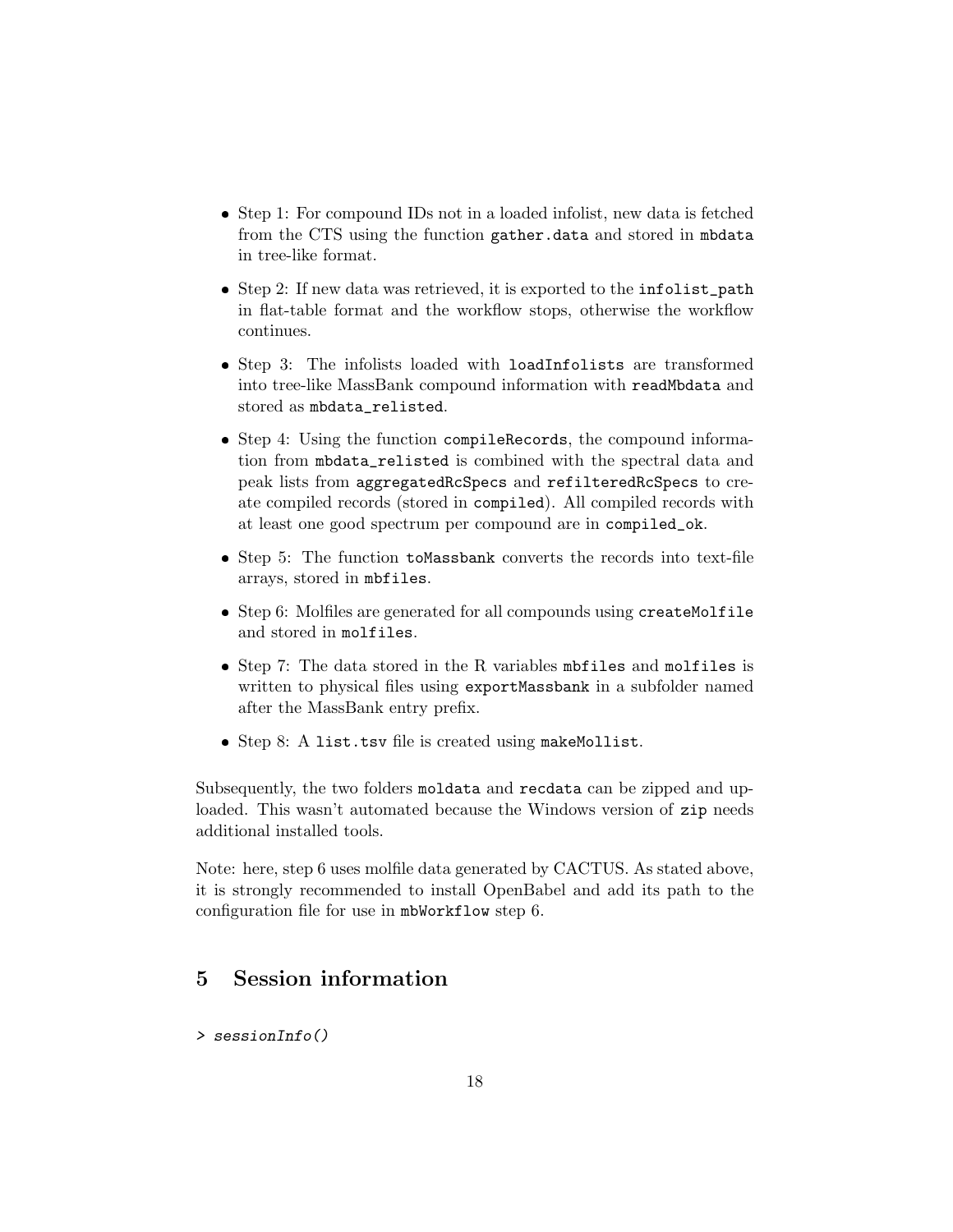- Step 1: For compound IDs not in a loaded infolist, new data is fetched from the CTS using the function `gather.data` and stored in `mbdata` in tree-like format.
- Step 2: If new data was retrieved, it is exported to the `infolist_path` in flat-table format and the workflow stops, otherwise the workflow continues.
- Step 3: The infolists loaded with `loadInfolists` are transformed into tree-like MassBank compound information with `readMbdata` and stored as `mbdata_relisted`.
- Step 4: Using the function `compileRecords`, the compound information from `mbdata_relisted` is combined with the spectral data and peak lists from `aggregatedRcSpecs` and `refilteredRcSpecs` to create compiled records (stored in `compiled`). All compiled records with at least one good spectrum per compound are in `compiled_ok`.
- Step 5: The function `toMassbank` converts the records into text-file arrays, stored in `mbfiles`.
- Step 6: Molfiles are generated for all compounds using `createMolfile` and stored in `molfiles`.
- Step 7: The data stored in the R variables `mbfiles` and `molfiles` is written to physical files using `exportMassbank` in a subfolder named after the MassBank entry prefix.
- Step 8: A `list.tsv` file is created using `makeMollist`.

Subsequently, the two folders `moldata` and `recdata` can be zipped and uploaded. This wasn't automated because the Windows version of `zip` needs additional installed tools.

Note: here, step 6 uses molfile data generated by CACTUS. As stated above, it is strongly recommended to install OpenBabel and add its path to the configuration file for use in `mbWorkflow` step 6.

# 5 Session information

```
> sessionInfo()
```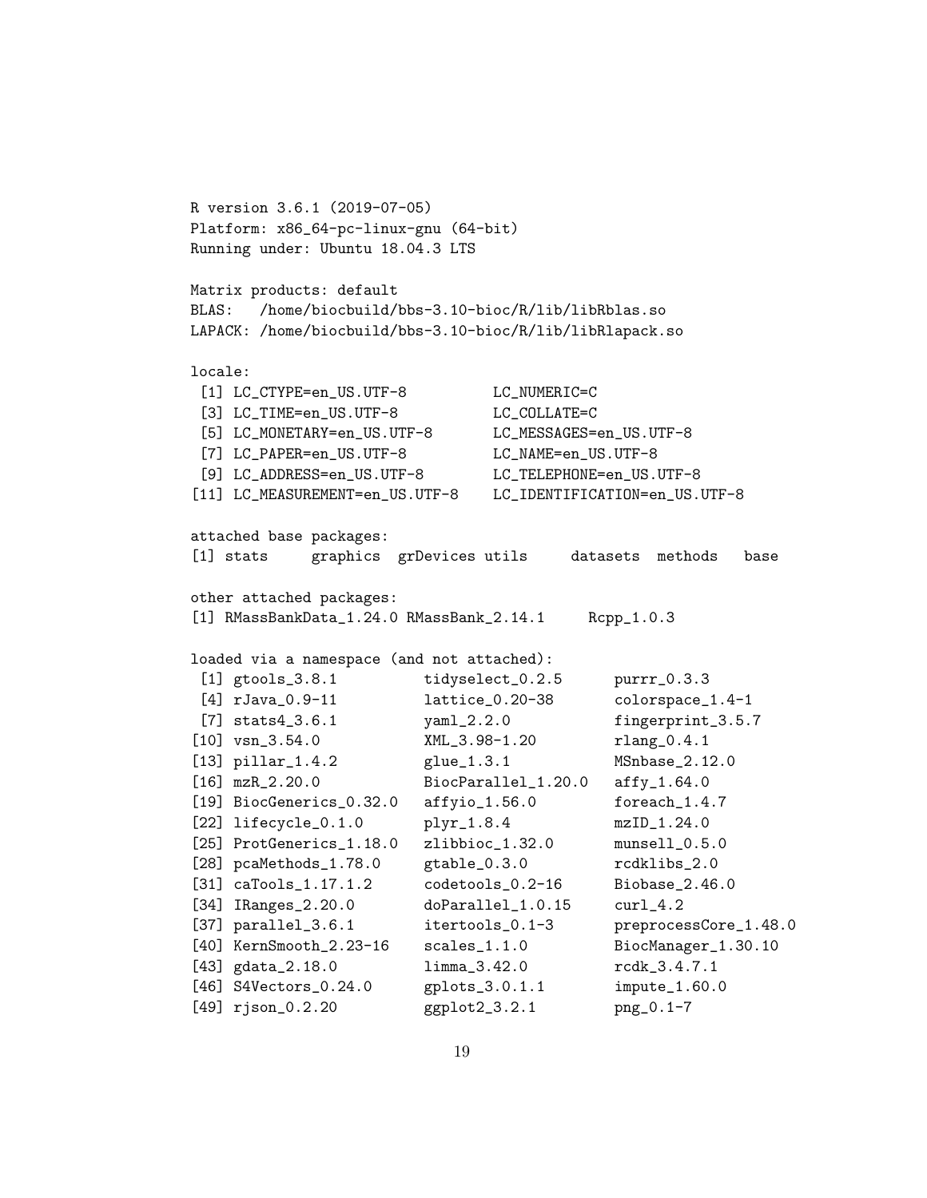```
R version 3.6.1 (2019-07-05)
Platform: x86_64-pc-linux-gnu (64-bit)
Running under: Ubuntu 18.04.3 LTS

Matrix products: default
BLAS:   /home/biocbuild/bbs-3.10-bioc/R/lib/libRblas.so
LAPACK: /home/biocbuild/bbs-3.10-bioc/R/lib/libRlapack.so

locale:
 [1] LC_CTYPE=en_US.UTF-8          LC_NUMERIC=C
 [3] LC_TIME=en_US.UTF-8           LC_COLLATE=C
 [5] LC_MONETARY=en_US.UTF-8       LC_MESSAGES=en_US.UTF-8
 [7] LC_PAPER=en_US.UTF-8          LC_NAME=en_US.UTF-8
 [9] LC_ADDRESS=en_US.UTF-8        LC_TELEPHONE=en_US.UTF-8
[11] LC_MEASUREMENT=en_US.UTF-8    LC_IDENTIFICATION=en_US.UTF-8

attached base packages:
[1] stats     graphics  grDevices utils     datasets  methods   base

other attached packages:
[1] RMassBankData_1.24.0 RMassBank_2.14.1     Rcpp_1.0.3

loaded via a namespace (and not attached):
 [1] gtools_3.8.1          tidyselect_0.2.5      purrr_0.3.3
 [4] rJava_0.9-11          lattice_0.20-38       colorspace_1.4-1
 [7] stats4_3.6.1          yaml_2.2.0            fingerprint_3.5.7
[10] vsn_3.54.0            XML_3.98-1.20         rlang_0.4.1
[13] pillar_1.4.2          glue_1.3.1            MSnbase_2.12.0
[16] mzR_2.20.0            BiocParallel_1.20.0   affy_1.64.0
[19] BiocGenerics_0.32.0   affyio_1.56.0         foreach_1.4.7
[22] lifecycle_0.1.0       plyr_1.8.4            mzID_1.24.0
[25] ProtGenerics_1.18.0   zlibbioc_1.32.0       munsell_0.5.0
[28] pcaMethods_1.78.0     gtable_0.3.0          rcdklibs_2.0
[31] caTools_1.17.1.2      codetools_0.2-16      Biobase_2.46.0
[34] IRanges_2.20.0        doParallel_1.0.15     curl_4.2
[37] parallel_3.6.1        itertools_0.1-3       preprocessCore_1.48.0
[40] KernSmooth_2.23-16    scales_1.1.0          BiocManager_1.30.10
[43] gdata_2.18.0          limma_3.42.0          rcdk_3.4.7.1
[46] S4Vectors_0.24.0      gplots_3.0.1.1        impute_1.60.0
[49] rjson_0.2.20          ggplot2_3.2.1         png_0.1-7
```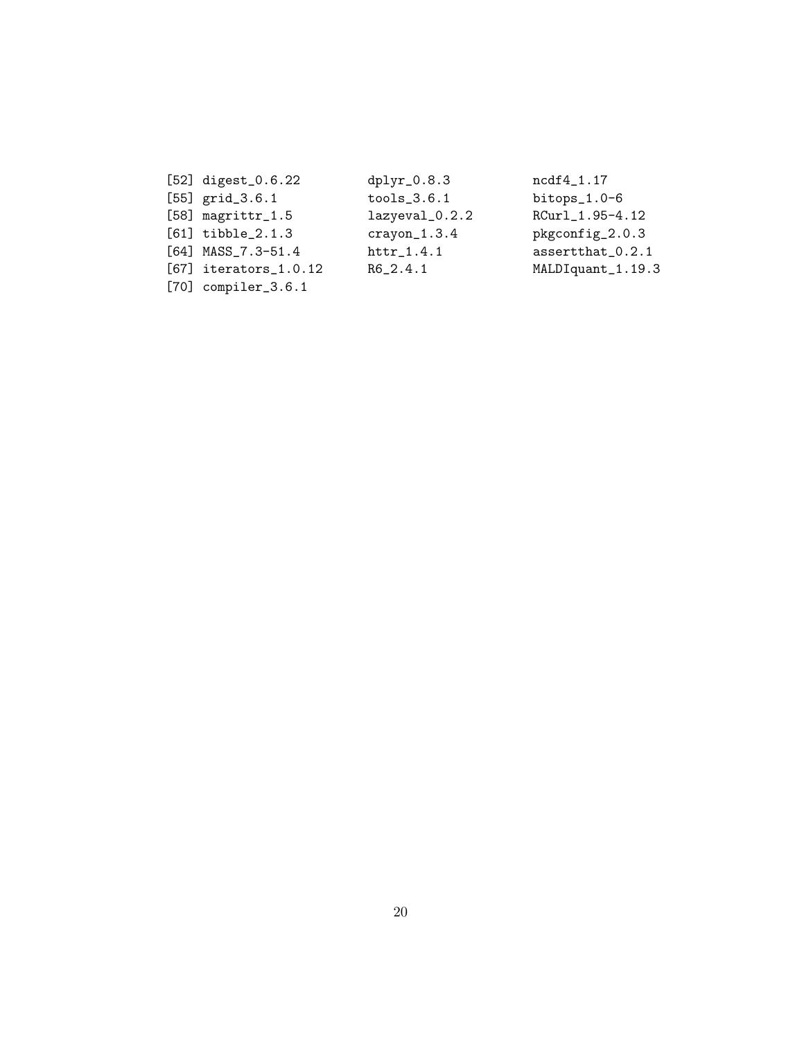```
[52] digest_0.6.22       dplyr_0.8.3         ncdf4_1.17
[55] grid_3.6.1          tools_3.6.1         bitops_1.0-6
[58] magrittr_1.5        lazyeval_0.2.2      RCurl_1.95-4.12
[61] tibble_2.1.3        crayon_1.3.4        pkgconfig_2.0.3
[64] MASS_7.3-51.4       httr_1.4.1          assertthat_0.2.1
[67] iterators_1.0.12    R6_2.4.1            MALDIquant_1.19.3
[70] compiler_3.6.1
```